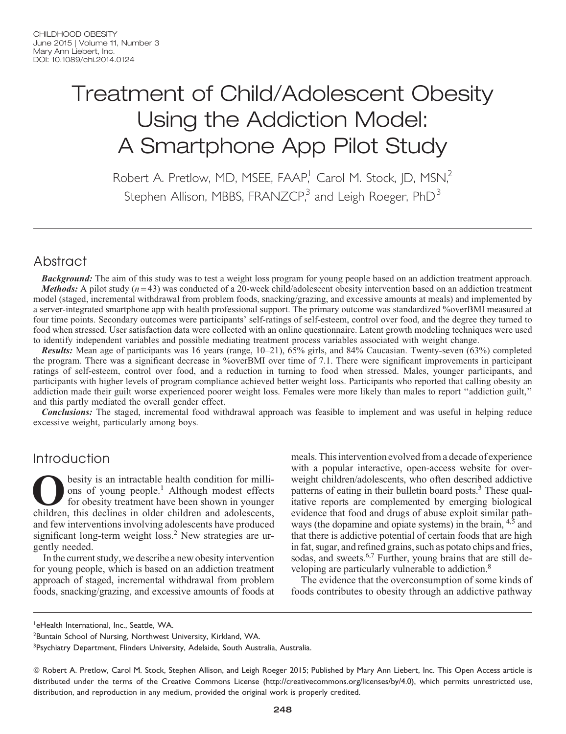# Treatment of Child/Adolescent Obesity Using the Addiction Model: A Smartphone App Pilot Study

Robert A. Pretlow, MD, MSEE, FAAP,[1] Carol M. Stock, JD, MSN,[2] Stephen Allison, MBBS, FRANZCP,[3] and Leigh Roeger, PhD[3]

## Abstract

***Background:*** The aim of this study was to test a weight loss program for young people based on an addiction treatment approach.

***Methods:*** A pilot study ($n = 43$) was conducted of a 20-week child/adolescent obesity intervention based on an addiction treatment model (staged, incremental withdrawal from problem foods, snacking/grazing, and excessive amounts at meals) and implemented by a server-integrated smartphone app with health professional support. The primary outcome was standardized %overBMI measured at four time points. Secondary outcomes were participants' self-ratings of self-esteem, control over food, and the degree they turned to food when stressed. User satisfaction data were collected with an online questionnaire. Latent growth modeling techniques were used to identify independent variables and possible mediating treatment process variables associated with weight change.

***Results:*** Mean age of participants was 16 years (range, 10–21), 65% girls, and 84% Caucasian. Twenty-seven (63%) completed the program. There was a significant decrease in %overBMI over time of 7.1. There were significant improvements in participant ratings of self-esteem, control over food, and a reduction in turning to food when stressed. Males, younger participants, and participants with higher levels of program compliance achieved better weight loss. Participants who reported that calling obesity an addiction made their guilt worse experienced poorer weight loss. Females were more likely than males to report "addiction guilt," and this partly mediated the overall gender effect.

***Conclusions:*** The staged, incremental food withdrawal approach was feasible to implement and was useful in helping reduce excessive weight, particularly among boys.

## Introduction

Obesity is an intractable health condition for millions of young people.[1] Although modest effects for obesity treatment have been shown in younger children, this declines in older children and adolescents, and few interventions involving adolescents have produced significant long-term weight loss.[2] New strategies are urgently needed.

In the current study, we describe a new obesity intervention for young people, which is based on an addiction treatment approach of staged, incremental withdrawal from problem foods, snacking/grazing, and excessive amounts of foods at meals. This intervention evolved from a decade of experience with a popular interactive, open-access website for overweight children/adolescents, who often described addictive patterns of eating in their bulletin board posts.[3] These qualitative reports are complemented by emerging biological evidence that food and drugs of abuse exploit similar pathways (the dopamine and opiate systems) in the brain,[4,5] and that there is addictive potential of certain foods that are high in fat, sugar, and refined grains, such as potato chips and fries, sodas, and sweets.[6,7] Further, young brains that are still developing are particularly vulnerable to addiction.[8]

The evidence that the overconsumption of some kinds of foods contributes to obesity through an addictive pathway

---

[1]eHealth International, Inc., Seattle, WA.

[2]Buntain School of Nursing, Northwest University, Kirkland, WA.

[3]Psychiatry Department, Flinders University, Adelaide, South Australia, Australia.

© Robert A. Pretlow, Carol M. Stock, Stephen Allison, and Leigh Roeger 2015; Published by Mary Ann Liebert, Inc. This Open Access article is distributed under the terms of the Creative Commons License (http://creativecommons.org/licenses/by/4.0), which permits unrestricted use, distribution, and reproduction in any medium, provided the original work is properly credited.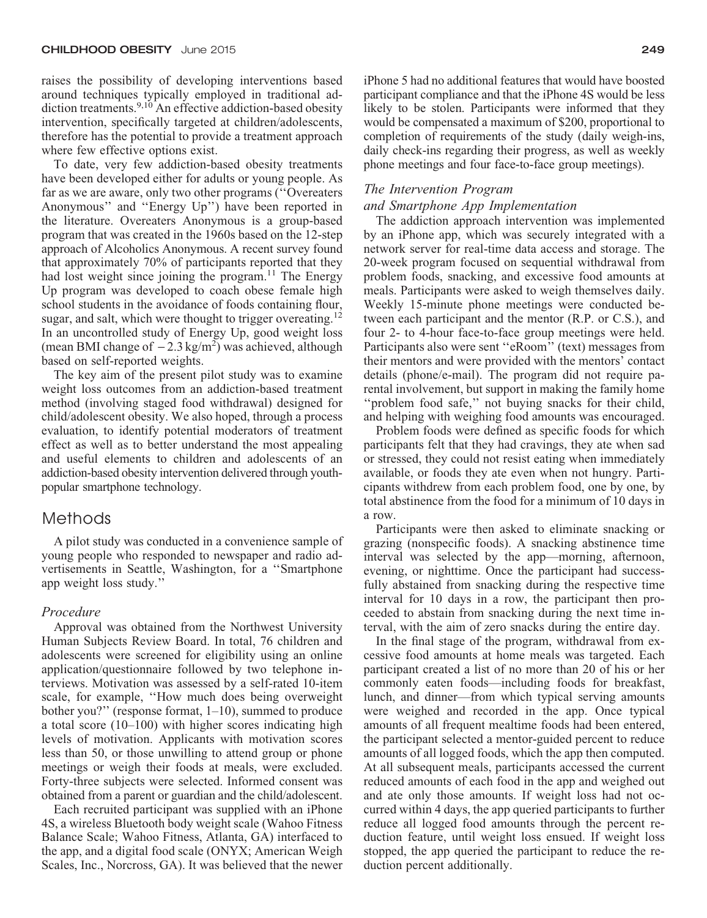raises the possibility of developing interventions based around techniques typically employed in traditional addiction treatments.[9,10] An effective addiction-based obesity intervention, specifically targeted at children/adolescents, therefore has the potential to provide a treatment approach where few effective options exist.

To date, very few addiction-based obesity treatments have been developed either for adults or young people. As far as we are aware, only two other programs (''Overeaters Anonymous'' and ''Energy Up'') have been reported in the literature. Overeaters Anonymous is a group-based program that was created in the 1960s based on the 12-step approach of Alcoholics Anonymous. A recent survey found that approximately 70% of participants reported that they had lost weight since joining the program.[11] The Energy Up program was developed to coach obese female high school students in the avoidance of foods containing flour, sugar, and salt, which were thought to trigger overeating.[12] In an uncontrolled study of Energy Up, good weight loss (mean BMI change of $-2.3\ kg/m^2$) was achieved, although based on self-reported weights.

The key aim of the present pilot study was to examine weight loss outcomes from an addiction-based treatment method (involving staged food withdrawal) designed for child/adolescent obesity. We also hoped, through a process evaluation, to identify potential moderators of treatment effect as well as to better understand the most appealing and useful elements to children and adolescents of an addiction-based obesity intervention delivered through youth-popular smartphone technology.

## Methods

A pilot study was conducted in a convenience sample of young people who responded to newspaper and radio advertisements in Seattle, Washington, for a ''Smartphone app weight loss study.''

### *Procedure*

Approval was obtained from the Northwest University Human Subjects Review Board. In total, 76 children and adolescents were screened for eligibility using an online application/questionnaire followed by two telephone interviews. Motivation was assessed by a self-rated 10-item scale, for example, ''How much does being overweight bother you?'' (response format, 1–10), summed to produce a total score (10–100) with higher scores indicating high levels of motivation. Applicants with motivation scores less than 50, or those unwilling to attend group or phone meetings or weigh their foods at meals, were excluded. Forty-three subjects were selected. Informed consent was obtained from a parent or guardian and the child/adolescent.

Each recruited participant was supplied with an iPhone 4S, a wireless Bluetooth body weight scale (Wahoo Fitness Balance Scale; Wahoo Fitness, Atlanta, GA) interfaced to the app, and a digital food scale (ONYX; American Weigh Scales, Inc., Norcross, GA). It was believed that the newer iPhone 5 had no additional features that would have boosted participant compliance and that the iPhone 4S would be less likely to be stolen. Participants were informed that they would be compensated a maximum of $200, proportional to completion of requirements of the study (daily weigh-ins, daily check-ins regarding their progress, as well as weekly phone meetings and four face-to-face group meetings).

### *The Intervention Program and Smartphone App Implementation*

The addiction approach intervention was implemented by an iPhone app, which was securely integrated with a network server for real-time data access and storage. The 20-week program focused on sequential withdrawal from problem foods, snacking, and excessive food amounts at meals. Participants were asked to weigh themselves daily. Weekly 15-minute phone meetings were conducted between each participant and the mentor (R.P. or C.S.), and four 2- to 4-hour face-to-face group meetings were held. Participants also were sent ''eRoom'' (text) messages from their mentors and were provided with the mentors' contact details (phone/e-mail). The program did not require parental involvement, but support in making the family home ''problem food safe,'' not buying snacks for their child, and helping with weighing food amounts was encouraged.

Problem foods were defined as specific foods for which participants felt that they had cravings, they ate when sad or stressed, they could not resist eating when immediately available, or foods they ate even when not hungry. Participants withdrew from each problem food, one by one, by total abstinence from the food for a minimum of 10 days in a row.

Participants were then asked to eliminate snacking or grazing (nonspecific foods). A snacking abstinence time interval was selected by the app—morning, afternoon, evening, or nighttime. Once the participant had successfully abstained from snacking during the respective time interval for 10 days in a row, the participant then proceeded to abstain from snacking during the next time interval, with the aim of zero snacks during the entire day.

In the final stage of the program, withdrawal from excessive food amounts at home meals was targeted. Each participant created a list of no more than 20 of his or her commonly eaten foods—including foods for breakfast, lunch, and dinner—from which typical serving amounts were weighed and recorded in the app. Once typical amounts of all frequent mealtime foods had been entered, the participant selected a mentor-guided percent to reduce amounts of all logged foods, which the app then computed. At all subsequent meals, participants accessed the current reduced amounts of each food in the app and weighed out and ate only those amounts. If weight loss had not occurred within 4 days, the app queried participants to further reduce all logged food amounts through the percent reduction feature, until weight loss ensued. If weight loss stopped, the app queried the participant to reduce the reduction percent additionally.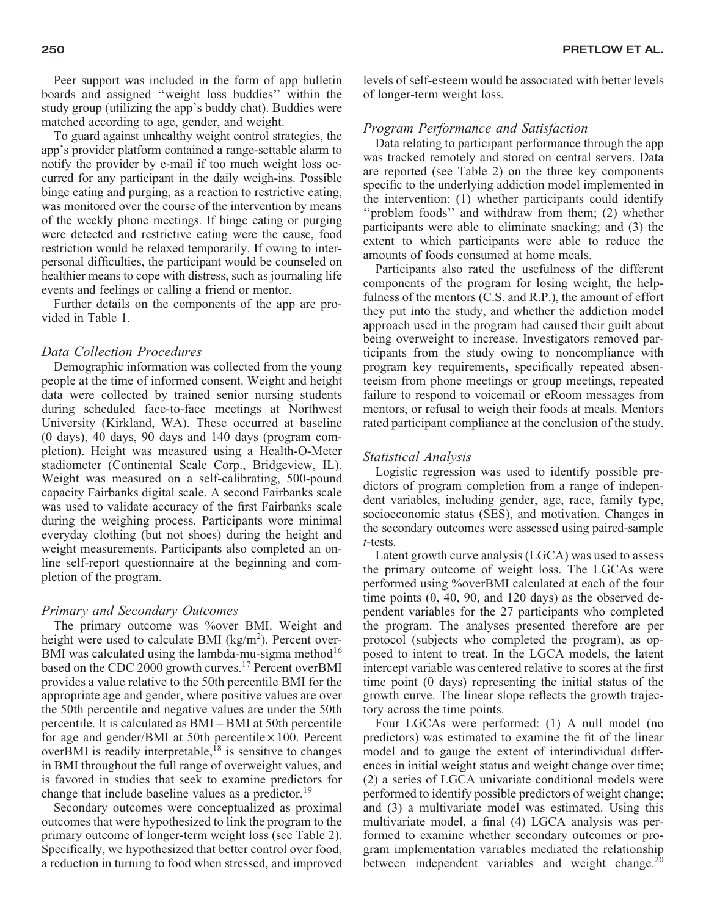Peer support was included in the form of app bulletin boards and assigned ''weight loss buddies'' within the study group (utilizing the app's buddy chat). Buddies were matched according to age, gender, and weight.

To guard against unhealthy weight control strategies, the app's provider platform contained a range-settable alarm to notify the provider by e-mail if too much weight loss occurred for any participant in the daily weigh-ins. Possible binge eating and purging, as a reaction to restrictive eating, was monitored over the course of the intervention by means of the weekly phone meetings. If binge eating or purging were detected and restrictive eating were the cause, food restriction would be relaxed temporarily. If owing to interpersonal difficulties, the participant would be counseled on healthier means to cope with distress, such as journaling life events and feelings or calling a friend or mentor.

Further details on the components of the app are provided in Table 1.

### *Data Collection Procedures*

Demographic information was collected from the young people at the time of informed consent. Weight and height data were collected by trained senior nursing students during scheduled face-to-face meetings at Northwest University (Kirkland, WA). These occurred at baseline (0 days), 40 days, 90 days and 140 days (program completion). Height was measured using a Health-O-Meter stadiometer (Continental Scale Corp., Bridgeview, IL). Weight was measured on a self-calibrating, 500-pound capacity Fairbanks digital scale. A second Fairbanks scale was used to validate accuracy of the first Fairbanks scale during the weighing process. Participants wore minimal everyday clothing (but not shoes) during the height and weight measurements. Participants also completed an online self-report questionnaire at the beginning and completion of the program.

### *Primary and Secondary Outcomes*

The primary outcome was %over BMI. Weight and height were used to calculate BMI ($kg/m^2$). Percent overBMI was calculated using the lambda-mu-sigma method[16] based on the CDC 2000 growth curves.[17] Percent overBMI provides a value relative to the 50th percentile BMI for the appropriate age and gender, where positive values are over the 50th percentile and negative values are under the 50th percentile. It is calculated as BMI – BMI at 50th percentile for age and gender/BMI at 50th percentile $\times$ 100. Percent overBMI is readily interpretable,[18] is sensitive to changes in BMI throughout the full range of overweight values, and is favored in studies that seek to examine predictors for change that include baseline values as a predictor.[19]

Secondary outcomes were conceptualized as proximal outcomes that were hypothesized to link the program to the primary outcome of longer-term weight loss (see Table 2). Specifically, we hypothesized that better control over food, a reduction in turning to food when stressed, and improved levels of self-esteem would be associated with better levels of longer-term weight loss.

### *Program Performance and Satisfaction*

Data relating to participant performance through the app was tracked remotely and stored on central servers. Data are reported (see Table 2) on the three key components specific to the underlying addiction model implemented in the intervention: (1) whether participants could identify ''problem foods'' and withdraw from them; (2) whether participants were able to eliminate snacking; and (3) the extent to which participants were able to reduce the amounts of foods consumed at home meals.

Participants also rated the usefulness of the different components of the program for losing weight, the helpfulness of the mentors (C.S. and R.P.), the amount of effort they put into the study, and whether the addiction model approach used in the program had caused their guilt about being overweight to increase. Investigators removed participants from the study owing to noncompliance with program key requirements, specifically repeated absenteeism from phone meetings or group meetings, repeated failure to respond to voicemail or eRoom messages from mentors, or refusal to weigh their foods at meals. Mentors rated participant compliance at the conclusion of the study.

### *Statistical Analysis*

Logistic regression was used to identify possible predictors of program completion from a range of independent variables, including gender, age, race, family type, socioeconomic status (SES), and motivation. Changes in the secondary outcomes were assessed using paired-sample *t*-tests.

Latent growth curve analysis (LGCA) was used to assess the primary outcome of weight loss. The LGCAs were performed using %overBMI calculated at each of the four time points (0, 40, 90, and 120 days) as the observed dependent variables for the 27 participants who completed the program. The analyses presented therefore are per protocol (subjects who completed the program), as opposed to intent to treat. In the LGCA models, the latent intercept variable was centered relative to scores at the first time point (0 days) representing the initial status of the growth curve. The linear slope reflects the growth trajectory across the time points.

Four LGCAs were performed: (1) A null model (no predictors) was estimated to examine the fit of the linear model and to gauge the extent of interindividual differences in initial weight status and weight change over time; (2) a series of LGCA univariate conditional models were performed to identify possible predictors of weight change; and (3) a multivariate model was estimated. Using this multivariate model, a final (4) LGCA analysis was performed to examine whether secondary outcomes or program implementation variables mediated the relationship between independent variables and weight change.[20]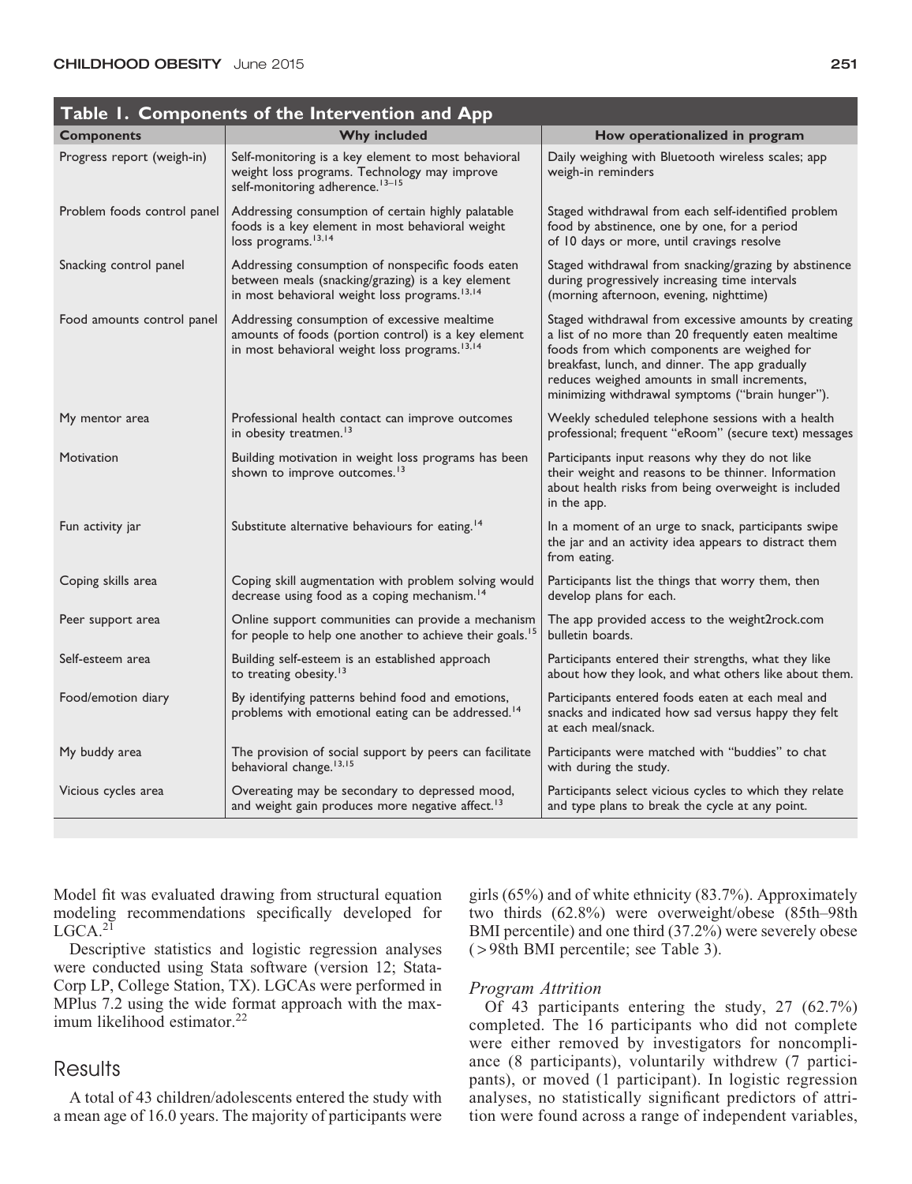**Table 1. Components of the Intervention and App**

| Components | Why included | How operationalized in program |
|---|---|---|
| Progress report (weigh-in) | Self-monitoring is a key element to most behavioral weight loss programs. Technology may improve self-monitoring adherence.[13–15] | Daily weighing with Bluetooth wireless scales; app weigh-in reminders |
| Problem foods control panel | Addressing consumption of certain highly palatable foods is a key element in most behavioral weight loss programs.[13,14] | Staged withdrawal from each self-identified problem food by abstinence, one by one, for a period of 10 days or more, until cravings resolve |
| Snacking control panel | Addressing consumption of nonspecific foods eaten between meals (snacking/grazing) is a key element in most behavioral weight loss programs.[13,14] | Staged withdrawal from snacking/grazing by abstinence during progressively increasing time intervals (morning afternoon, evening, nighttime) |
| Food amounts control panel | Addressing consumption of excessive mealtime amounts of foods (portion control) is a key element in most behavioral weight loss programs.[13,14] | Staged withdrawal from excessive amounts by creating a list of no more than 20 frequently eaten mealtime foods from which components are weighed for breakfast, lunch, and dinner. The app gradually reduces weighed amounts in small increments, minimizing withdrawal symptoms ("brain hunger"). |
| My mentor area | Professional health contact can improve outcomes in obesity treatmen.[13] | Weekly scheduled telephone sessions with a health professional; frequent "eRoom" (secure text) messages |
| Motivation | Building motivation in weight loss programs has been shown to improve outcomes.[13] | Participants input reasons why they do not like their weight and reasons to be thinner. Information about health risks from being overweight is included in the app. |
| Fun activity jar | Substitute alternative behaviours for eating.[14] | In a moment of an urge to snack, participants swipe the jar and an activity idea appears to distract them from eating. |
| Coping skills area | Coping skill augmentation with problem solving would decrease using food as a coping mechanism.[14] | Participants list the things that worry them, then develop plans for each. |
| Peer support area | Online support communities can provide a mechanism for people to help one another to achieve their goals.[15] | The app provided access to the weight2rock.com bulletin boards. |
| Self-esteem area | Building self-esteem is an established approach to treating obesity.[13] | Participants entered their strengths, what they like about how they look, and what others like about them. |
| Food/emotion diary | By identifying patterns behind food and emotions, problems with emotional eating can be addressed.[14] | Participants entered foods eaten at each meal and snacks and indicated how sad versus happy they felt at each meal/snack. |
| My buddy area | The provision of social support by peers can facilitate behavioral change.[13,15] | Participants were matched with "buddies" to chat with during the study. |
| Vicious cycles area | Overeating may be secondary to depressed mood, and weight gain produces more negative affect.[13] | Participants select vicious cycles to which they relate and type plans to break the cycle at any point. |

Model fit was evaluated drawing from structural equation modeling recommendations specifically developed for LGCA.[21]

Descriptive statistics and logistic regression analyses were conducted using Stata software (version 12; StataCorp LP, College Station, TX). LGCAs were performed in MPlus 7.2 using the wide format approach with the maximum likelihood estimator.[22]

## Results

A total of 43 children/adolescents entered the study with a mean age of 16.0 years. The majority of participants were girls (65%) and of white ethnicity (83.7%). Approximately two thirds (62.8%) were overweight/obese (85th–98th BMI percentile) and one third (37.2%) were severely obese (>98th BMI percentile; see Table 3).

### *Program Attrition*

Of 43 participants entering the study, 27 (62.7%) completed. The 16 participants who did not complete were either removed by investigators for noncompliance (8 participants), voluntarily withdrew (7 participants), or moved (1 participant). In logistic regression analyses, no statistically significant predictors of attrition were found across a range of independent variables,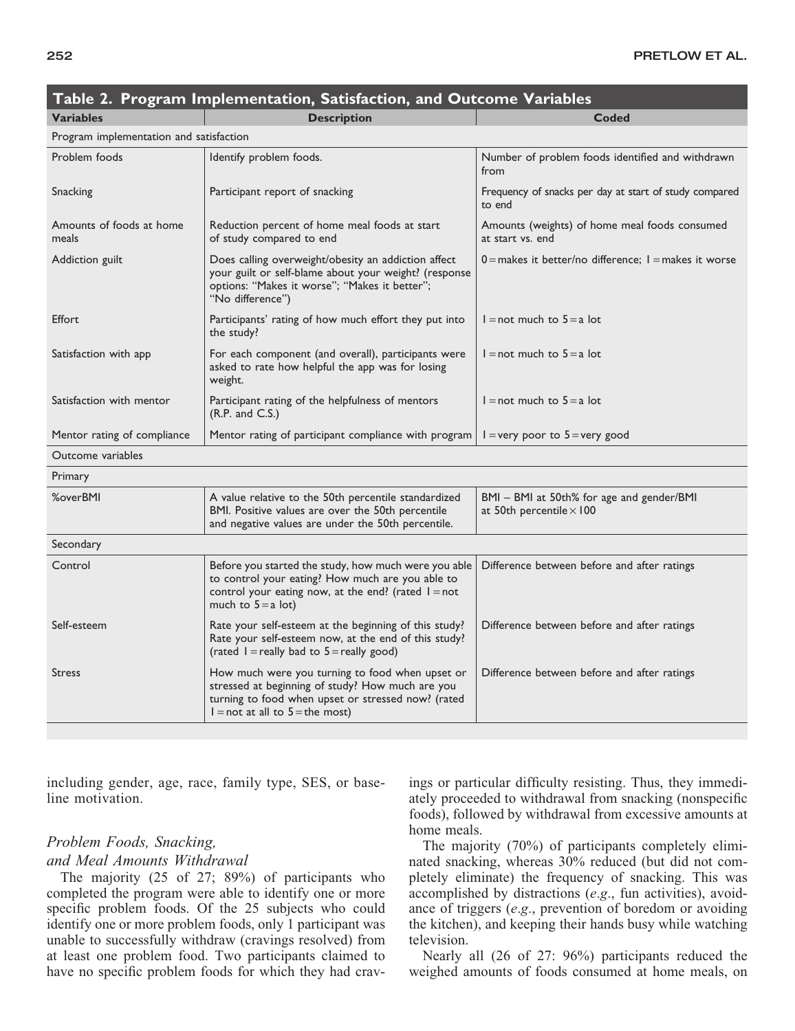**Table 2. Program Implementation, Satisfaction, and Outcome Variables**

| Variables | Description | Coded |
|---|---|---|
| Program implementation and satisfaction | | |
| Problem foods | Identify problem foods. | Number of problem foods identified and withdrawn from |
| Snacking | Participant report of snacking | Frequency of snacks per day at start of study compared to end |
| Amounts of foods at home meals | Reduction percent of home meal foods at start of study compared to end | Amounts (weights) of home meal foods consumed at start vs. end |
| Addiction guilt | Does calling overweight/obesity an addiction affect your guilt or self-blame about your weight? (response options: "Makes it worse"; "Makes it better"; "No difference") | 0 = makes it better/no difference; 1 = makes it worse |
| Effort | Participants' rating of how much effort they put into the study? | 1 = not much to 5 = a lot |
| Satisfaction with app | For each component (and overall), participants were asked to rate how helpful the app was for losing weight. | 1 = not much to 5 = a lot |
| Satisfaction with mentor | Participant rating of the helpfulness of mentors (R.P. and C.S.) | 1 = not much to 5 = a lot |
| Mentor rating of compliance | Mentor rating of participant compliance with program | 1 = very poor to 5 = very good |
| Outcome variables | | |
| Primary | | |
| %overBMI | A value relative to the 50th percentile standardized BMI. Positive values are over the 50th percentile and negative values are under the 50th percentile. | BMI – BMI at 50th% for age and gender/BMI at 50th percentile × 100 |
| Secondary | | |
| Control | Before you started the study, how much were you able to control your eating? How much are you able to control your eating now, at the end? (rated 1 = not much to 5 = a lot) | Difference between before and after ratings |
| Self-esteem | Rate your self-esteem at the beginning of this study? Rate your self-esteem now, at the end of this study? (rated 1 = really bad to 5 = really good) | Difference between before and after ratings |
| Stress | How much were you turning to food when upset or stressed at beginning of study? How much are you turning to food when upset or stressed now? (rated 1 = not at all to 5 = the most) | Difference between before and after ratings |

including gender, age, race, family type, SES, or baseline motivation.

### *Problem Foods, Snacking, and Meal Amounts Withdrawal*

The majority (25 of 27; 89%) of participants who completed the program were able to identify one or more specific problem foods. Of the 25 subjects who could identify one or more problem foods, only 1 participant was unable to successfully withdraw (cravings resolved) from at least one problem food. Two participants claimed to have no specific problem foods for which they had cravings or particular difficulty resisting. Thus, they immediately proceeded to withdrawal from snacking (nonspecific foods), followed by withdrawal from excessive amounts at home meals.

The majority (70%) of participants completely eliminated snacking, whereas 30% reduced (but did not completely eliminate) the frequency of snacking. This was accomplished by distractions (*e.g*., fun activities), avoidance of triggers (*e.g*., prevention of boredom or avoiding the kitchen), and keeping their hands busy while watching television.

Nearly all (26 of 27: 96%) participants reduced the weighed amounts of foods consumed at home meals, on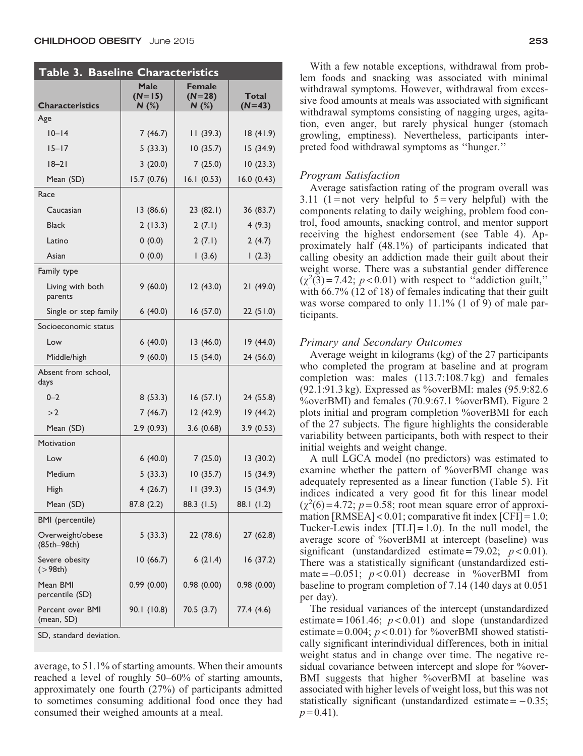**Table 3. Baseline Characteristics**

| Characteristics | Male (N=15) N (%) | Female (N=28) N (%) | Total (N=43) |
|---|---|---|---|
| Age | | | |
| 10–14 | 7 (46.7) | 11 (39.3) | 18 (41.9) |
| 15–17 | 5 (33.3) | 10 (35.7) | 15 (34.9) |
| 18–21 | 3 (20.0) | 7 (25.0) | 10 (23.3) |
| Mean (SD) | 15.7 (0.76) | 16.1 (0.53) | 16.0 (0.43) |
| Race | | | |
| Caucasian | 13 (86.6) | 23 (82.1) | 36 (83.7) |
| Black | 2 (13.3) | 2 (7.1) | 4 (9.3) |
| Latino | 0 (0.0) | 2 (7.1) | 2 (4.7) |
| Asian | 0 (0.0) | 1 (3.6) | 1 (2.3) |
| Family type | | | |
| Living with both parents | 9 (60.0) | 12 (43.0) | 21 (49.0) |
| Single or step family | 6 (40.0) | 16 (57.0) | 22 (51.0) |
| Socioeconomic status | | | |
| Low | 6 (40.0) | 13 (46.0) | 19 (44.0) |
| Middle/high | 9 (60.0) | 15 (54.0) | 24 (56.0) |
| Absent from school, days | | | |
| 0–2 | 8 (53.3) | 16 (57.1) | 24 (55.8) |
| >2 | 7 (46.7) | 12 (42.9) | 19 (44.2) |
| Mean (SD) | 2.9 (0.93) | 3.6 (0.68) | 3.9 (0.53) |
| Motivation | | | |
| Low | 6 (40.0) | 7 (25.0) | 13 (30.2) |
| Medium | 5 (33.3) | 10 (35.7) | 15 (34.9) |
| High | 4 (26.7) | 11 (39.3) | 15 (34.9) |
| Mean (SD) | 87.8 (2.2) | 88.3 (1.5) | 88.1 (1.2) |
| BMI (percentile) | | | |
| Overweight/obese (85th–98th) | 5 (33.3) | 22 (78.6) | 27 (62.8) |
| Severe obesity (>98th) | 10 (66.7) | 6 (21.4) | 16 (37.2) |
| Mean BMI percentile (SD) | 0.99 (0.00) | 0.98 (0.00) | 0.98 (0.00) |
| Percent over BMI (mean, SD) | 90.1 (10.8) | 70.5 (3.7) | 77.4 (4.6) |

SD, standard deviation.

average, to 51.1% of starting amounts. When their amounts reached a level of roughly 50–60% of starting amounts, approximately one fourth (27%) of participants admitted to sometimes consuming additional food once they had consumed their weighed amounts at a meal.

With a few notable exceptions, withdrawal from problem foods and snacking was associated with minimal withdrawal symptoms. However, withdrawal from excessive food amounts at meals was associated with significant withdrawal symptoms consisting of nagging urges, agitation, even anger, but rarely physical hunger (stomach growling, emptiness). Nevertheless, participants interpreted food withdrawal symptoms as "hunger."

### *Program Satisfaction*

Average satisfaction rating of the program overall was 3.11 (1 = not very helpful to 5 = very helpful) with the components relating to daily weighing, problem food control, food amounts, snacking control, and mentor support receiving the highest endorsement (see Table 4). Approximately half (48.1%) of participants indicated that calling obesity an addiction made their guilt about their weight worse. There was a substantial gender difference ($\chi^2(3) = 7.42$; $p < 0.01$) with respect to "addiction guilt," with 66.7% (12 of 18) of females indicating that their guilt was worse compared to only 11.1% (1 of 9) of male participants.

### *Primary and Secondary Outcomes*

Average weight in kilograms (kg) of the 27 participants who completed the program at baseline and at program completion was: males (113.7:108.7 kg) and females (92.1:91.3 kg). Expressed as %overBMI: males (95.9:82.6 %overBMI) and females (70.9:67.1 %overBMI). Figure 2 plots initial and program completion %overBMI for each of the 27 subjects. The figure highlights the considerable variability between participants, both with respect to their initial weights and weight change.

A null LGCA model (no predictors) was estimated to examine whether the pattern of %overBMI change was adequately represented as a linear function (Table 5). Fit indices indicated a very good fit for this linear model ($\chi^2(6) = 4.72$; $p = 0.58$; root mean square error of approximation [RMSEA] < 0.01; comparative fit index [CFI] = 1.0; Tucker-Lewis index [TLI] = 1.0). In the null model, the average score of %overBMI at intercept (baseline) was significant (unstandardized estimate = 79.02; $p < 0.01$). There was a statistically significant (unstandardized estimate = –0.051; $p < 0.01$) decrease in %overBMI from baseline to program completion of 7.14 (140 days at 0.051 per day).

The residual variances of the intercept (unstandardized estimate = 1061.46; $p < 0.01$) and slope (unstandardized estimate = 0.004; $p < 0.01$) for %overBMI showed statistically significant interindividual differences, both in initial weight status and in change over time. The negative residual covariance between intercept and slope for %overBMI suggests that higher %overBMI at baseline was associated with higher levels of weight loss, but this was not statistically significant (unstandardized estimate = –0.35; $p = 0.41$).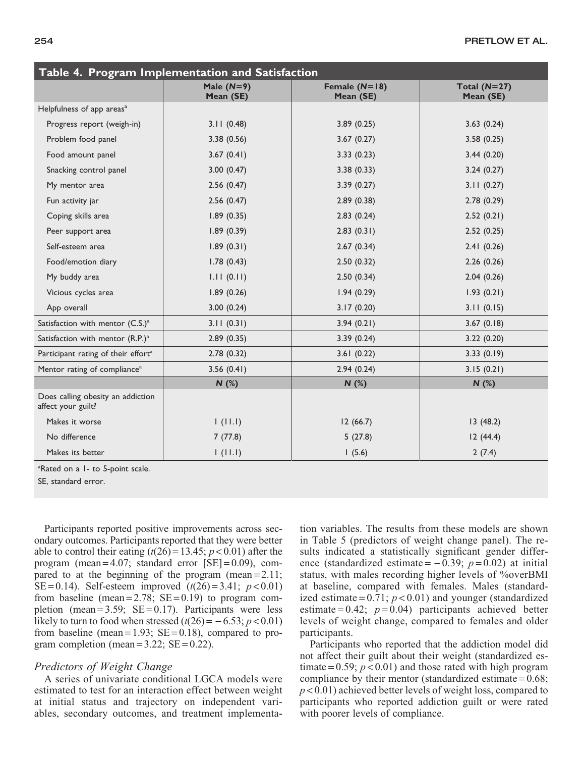**Table 4. Program Implementation and Satisfaction**

| | Male (*N*=9) Mean (SE) | Female (*N*=18) Mean (SE) | Total (*N*=27) Mean (SE) |
|---|---|---|---|
| Helpfulness of app areas[a] | | | |
| Progress report (weigh-in) | 3.11 (0.48) | 3.89 (0.25) | 3.63 (0.24) |
| Problem food panel | 3.38 (0.56) | 3.67 (0.27) | 3.58 (0.25) |
| Food amount panel | 3.67 (0.41) | 3.33 (0.23) | 3.44 (0.20) |
| Snacking control panel | 3.00 (0.47) | 3.38 (0.33) | 3.24 (0.27) |
| My mentor area | 2.56 (0.47) | 3.39 (0.27) | 3.11 (0.27) |
| Fun activity jar | 2.56 (0.47) | 2.89 (0.38) | 2.78 (0.29) |
| Coping skills area | 1.89 (0.35) | 2.83 (0.24) | 2.52 (0.21) |
| Peer support area | 1.89 (0.39) | 2.83 (0.31) | 2.52 (0.25) |
| Self-esteem area | 1.89 (0.31) | 2.67 (0.34) | 2.41 (0.26) |
| Food/emotion diary | 1.78 (0.43) | 2.50 (0.32) | 2.26 (0.26) |
| My buddy area | 1.11 (0.11) | 2.50 (0.34) | 2.04 (0.26) |
| Vicious cycles area | 1.89 (0.26) | 1.94 (0.29) | 1.93 (0.21) |
| App overall | 3.00 (0.24) | 3.17 (0.20) | 3.11 (0.15) |
| Satisfaction with mentor (C.S.)[a] | 3.11 (0.31) | 3.94 (0.21) | 3.67 (0.18) |
| Satisfaction with mentor (R.P.)[a] | 2.89 (0.35) | 3.39 (0.24) | 3.22 (0.20) |
| Participant rating of their effort[a] | 2.78 (0.32) | 3.61 (0.22) | 3.33 (0.19) |
| Mentor rating of compliance[a] | 3.56 (0.41) | 2.94 (0.24) | 3.15 (0.21) |
| | ***N* (%)** | ***N* (%)** | ***N* (%)** |
| Does calling obesity an addiction affect your guilt? | | | |
| Makes it worse | 1 (11.1) | 12 (66.7) | 13 (48.2) |
| No difference | 7 (77.8) | 5 (27.8) | 12 (44.4) |
| Makes its better | 1 (11.1) | 1 (5.6) | 2 (7.4) |

[a]Rated on a 1- to 5-point scale.

SE, standard error.

Participants reported positive improvements across secondary outcomes. Participants reported that they were better able to control their eating ($t(26) = 13.45$; $p < 0.01$) after the program (mean = 4.07; standard error [SE] = 0.09), compared to at the beginning of the program (mean = 2.11; SE = 0.14). Self-esteem improved ($t(26) = 3.41$; $p < 0.01$) from baseline (mean = 2.78; SE = 0.19) to program completion (mean = 3.59; SE = 0.17). Participants were less likely to turn to food when stressed ($t(26) = -6.53$; $p < 0.01$) from baseline (mean = 1.93; SE = 0.18), compared to program completion (mean = 3.22; SE = 0.22).

### *Predictors of Weight Change*

A series of univariate conditional LGCA models were estimated to test for an interaction effect between weight at initial status and trajectory on independent variables, secondary outcomes, and treatment implementation variables. The results from these models are shown in Table 5 (predictors of weight change panel). The results indicated a statistically significant gender difference (standardized estimate = −0.39; $p = 0.02$) at initial status, with males recording higher levels of %overBMI at baseline, compared with females. Males (standardized estimate = 0.71; $p < 0.01$) and younger (standardized estimate = 0.42; $p = 0.04$) participants achieved better levels of weight change, compared to females and older participants.

Participants who reported that the addiction model did not affect their guilt about their weight (standardized estimate = 0.59; $p < 0.01$) and those rated with high program compliance by their mentor (standardized estimate = 0.68; $p < 0.01$) achieved better levels of weight loss, compared to participants who reported addiction guilt or were rated with poorer levels of compliance.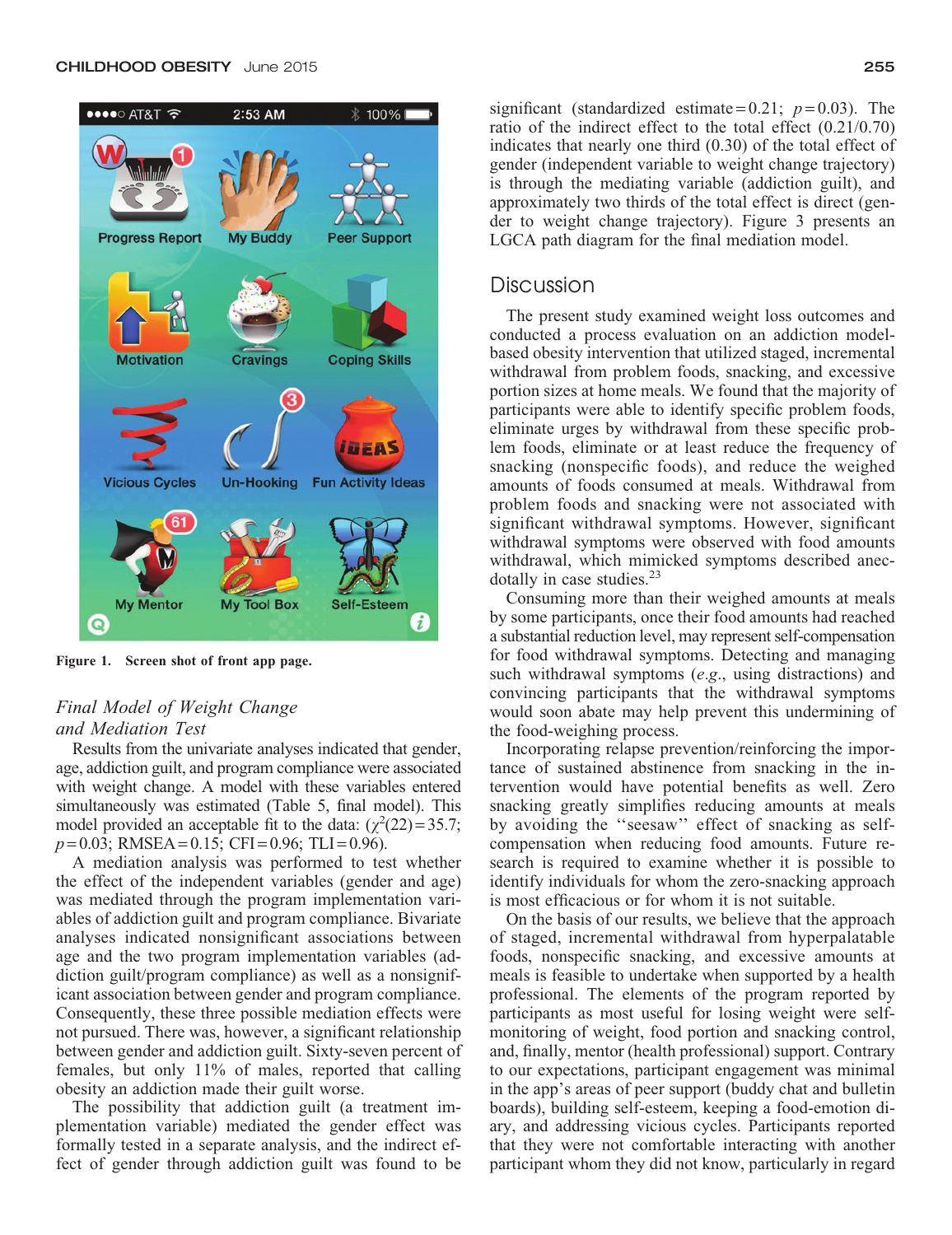Figure 1. Screen shot of front app page.

### Final Model of Weight Change and Mediation Test

Results from the univariate analyses indicated that gender, age, addiction guilt, and program compliance were associated with weight change. A model with these variables entered simultaneously was estimated (Table 5, final model). This model provided an acceptable fit to the data: ($\chi^2(22) = 35.7$; $p = 0.03$; RMSEA = 0.15; CFI = 0.96; TLI = 0.96).

A mediation analysis was performed to test whether the effect of the independent variables (gender and age) was mediated through the program implementation variables of addiction guilt and program compliance. Bivariate analyses indicated nonsignificant associations between age and the two program implementation variables (addiction guilt/program compliance) as well as a nonsignificant association between gender and program compliance. Consequently, these three possible mediation effects were not pursued. There was, however, a significant relationship between gender and addiction guilt. Sixty-seven percent of females, but only 11% of males, reported that calling obesity an addiction made their guilt worse.

The possibility that addiction guilt (a treatment implementation variable) mediated the gender effect was formally tested in a separate analysis, and the indirect effect of gender through addiction guilt was found to be significant (standardized estimate = 0.21; $p = 0.03$). The ratio of the indirect effect to the total effect (0.21/0.70) indicates that nearly one third (0.30) of the total effect of gender (independent variable to weight change trajectory) is through the mediating variable (addiction guilt), and approximately two thirds of the total effect is direct (gender to weight change trajectory). Figure 3 presents an LGCA path diagram for the final mediation model.

## Discussion

The present study examined weight loss outcomes and conducted a process evaluation on an addiction model-based obesity intervention that utilized staged, incremental withdrawal from problem foods, snacking, and excessive portion sizes at home meals. We found that the majority of participants were able to identify specific problem foods, eliminate urges by withdrawal from these specific problem foods, eliminate or at least reduce the frequency of snacking (nonspecific foods), and reduce the weighed amounts of foods consumed at meals. Withdrawal from problem foods and snacking were not associated with significant withdrawal symptoms. However, significant withdrawal symptoms were observed with food amounts withdrawal, which mimicked symptoms described anecdotally in case studies.[23]

Consuming more than their weighed amounts at meals by some participants, once their food amounts had reached a substantial reduction level, may represent self-compensation for food withdrawal symptoms. Detecting and managing such withdrawal symptoms (*e.g.*, using distractions) and convincing participants that the withdrawal symptoms would soon abate may help prevent this undermining of the food-weighing process.

Incorporating relapse prevention/reinforcing the importance of sustained abstinence from snacking in the intervention would have potential benefits as well. Zero snacking greatly simplifies reducing amounts at meals by avoiding the ''seesaw'' effect of snacking as self-compensation when reducing food amounts. Future research is required to examine whether it is possible to identify individuals for whom the zero-snacking approach is most efficacious or for whom it is not suitable.

On the basis of our results, we believe that the approach of staged, incremental withdrawal from hyperpalatable foods, nonspecific snacking, and excessive amounts at meals is feasible to undertake when supported by a health professional. The elements of the program reported by participants as most useful for losing weight were self-monitoring of weight, food portion and snacking control, and, finally, mentor (health professional) support. Contrary to our expectations, participant engagement was minimal in the app's areas of peer support (buddy chat and bulletin boards), building self-esteem, keeping a food-emotion diary, and addressing vicious cycles. Participants reported that they were not comfortable interacting with another participant whom they did not know, particularly in regard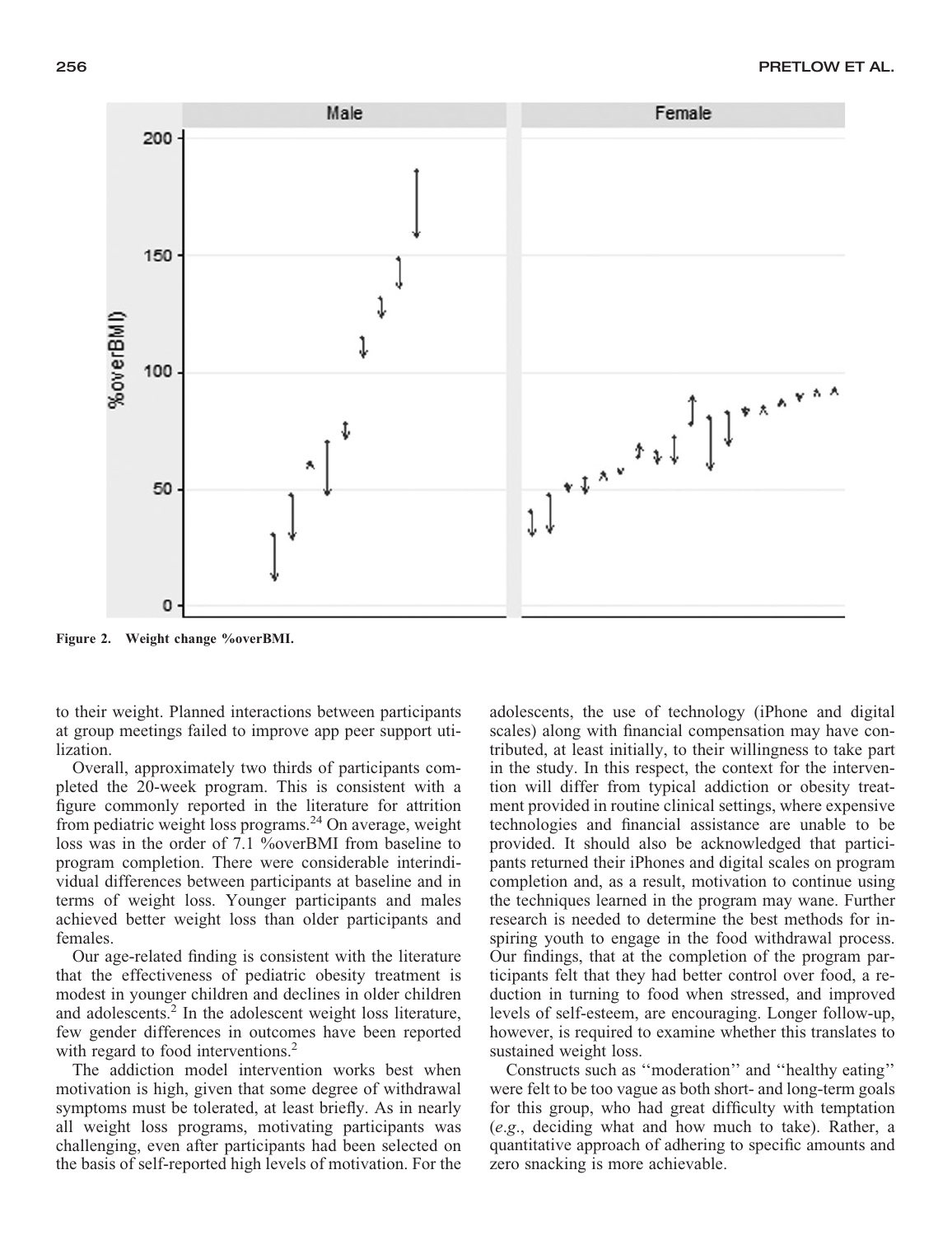Figure 2. Weight change %overBMI.

to their weight. Planned interactions between participants at group meetings failed to improve app peer support utilization.

Overall, approximately two thirds of participants completed the 20-week program. This is consistent with a figure commonly reported in the literature for attrition from pediatric weight loss programs.[24] On average, weight loss was in the order of 7.1 %overBMI from baseline to program completion. There were considerable interindividual differences between participants at baseline and in terms of weight loss. Younger participants and males achieved better weight loss than older participants and females.

Our age-related finding is consistent with the literature that the effectiveness of pediatric obesity treatment is modest in younger children and declines in older children and adolescents.[2] In the adolescent weight loss literature, few gender differences in outcomes have been reported with regard to food interventions.[2]

The addiction model intervention works best when motivation is high, given that some degree of withdrawal symptoms must be tolerated, at least briefly. As in nearly all weight loss programs, motivating participants was challenging, even after participants had been selected on the basis of self-reported high levels of motivation. For the adolescents, the use of technology (iPhone and digital scales) along with financial compensation may have contributed, at least initially, to their willingness to take part in the study. In this respect, the context for the intervention will differ from typical addiction or obesity treatment provided in routine clinical settings, where expensive technologies and financial assistance are unable to be provided. It should also be acknowledged that participants returned their iPhones and digital scales on program completion and, as a result, motivation to continue using the techniques learned in the program may wane. Further research is needed to determine the best methods for inspiring youth to engage in the food withdrawal process. Our findings, that at the completion of the program participants felt that they had better control over food, a reduction in turning to food when stressed, and improved levels of self-esteem, are encouraging. Longer follow-up, however, is required to examine whether this translates to sustained weight loss.

Constructs such as ''moderation'' and ''healthy eating'' were felt to be too vague as both short- and long-term goals for this group, who had great difficulty with temptation (*e.g.*, deciding what and how much to take). Rather, a quantitative approach of adhering to specific amounts and zero snacking is more achievable.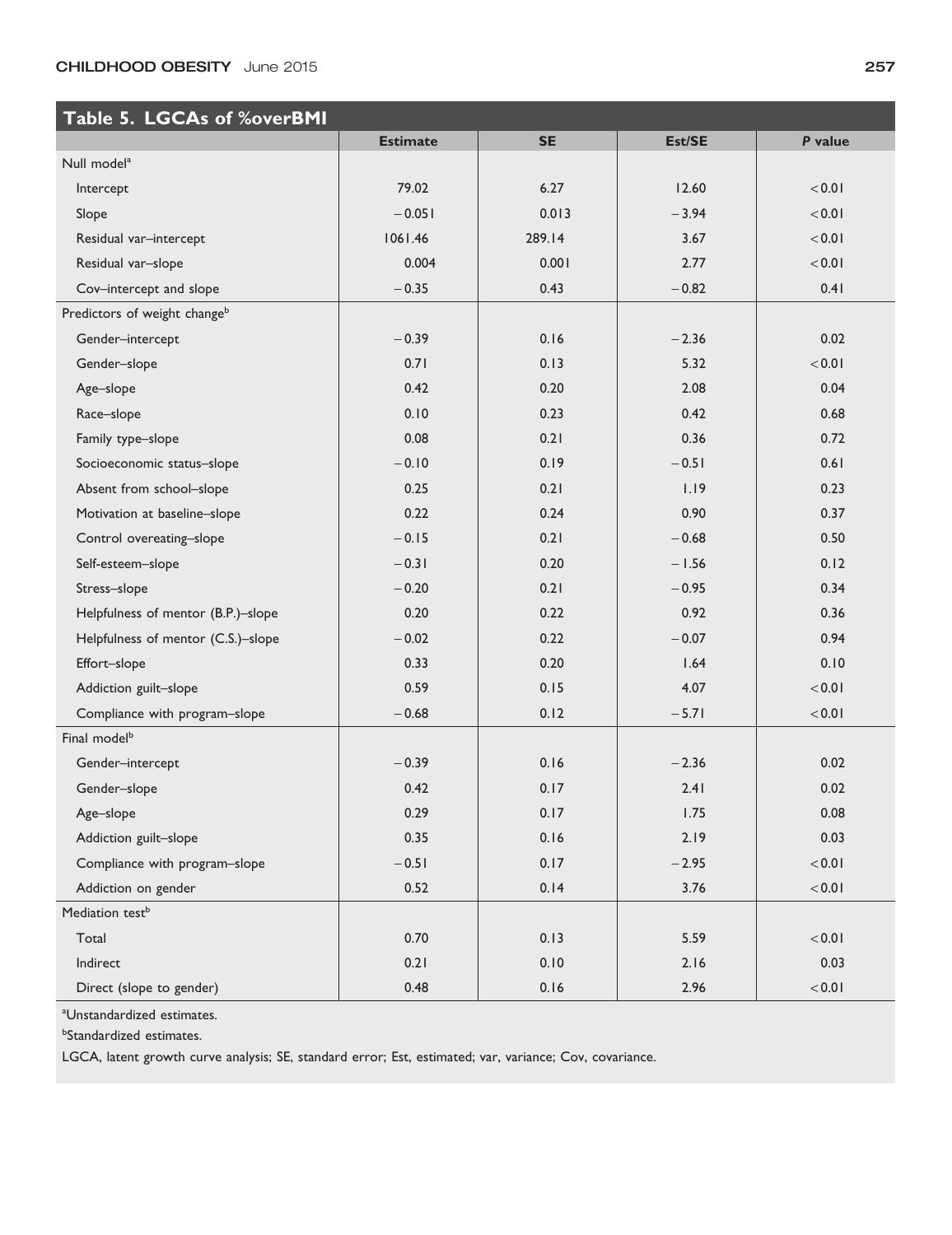**Table 5. LGCAs of %overBMI**

| | Estimate | SE | Est/SE | *P* value |
|---|---|---|---|---|
| Null model[a] | | | | |
| Intercept | 79.02 | 6.27 | 12.60 | <0.01 |
| Slope | −0.051 | 0.013 | −3.94 | <0.01 |
| Residual var–intercept | 1061.46 | 289.14 | 3.67 | <0.01 |
| Residual var–slope | 0.004 | 0.001 | 2.77 | <0.01 |
| Cov–intercept and slope | −0.35 | 0.43 | −0.82 | 0.41 |
| Predictors of weight change[b] | | | | |
| Gender–intercept | −0.39 | 0.16 | −2.36 | 0.02 |
| Gender–slope | 0.71 | 0.13 | 5.32 | <0.01 |
| Age–slope | 0.42 | 0.20 | 2.08 | 0.04 |
| Race–slope | 0.10 | 0.23 | 0.42 | 0.68 |
| Family type–slope | 0.08 | 0.21 | 0.36 | 0.72 |
| Socioeconomic status–slope | −0.10 | 0.19 | −0.51 | 0.61 |
| Absent from school–slope | 0.25 | 0.21 | 1.19 | 0.23 |
| Motivation at baseline–slope | 0.22 | 0.24 | 0.90 | 0.37 |
| Control overeating–slope | −0.15 | 0.21 | −0.68 | 0.50 |
| Self-esteem–slope | −0.31 | 0.20 | −1.56 | 0.12 |
| Stress–slope | −0.20 | 0.21 | −0.95 | 0.34 |
| Helpfulness of mentor (B.P.)–slope | 0.20 | 0.22 | 0.92 | 0.36 |
| Helpfulness of mentor (C.S.)–slope | −0.02 | 0.22 | −0.07 | 0.94 |
| Effort–slope | 0.33 | 0.20 | 1.64 | 0.10 |
| Addiction guilt–slope | 0.59 | 0.15 | 4.07 | <0.01 |
| Compliance with program–slope | −0.68 | 0.12 | −5.71 | <0.01 |
| Final model[b] | | | | |
| Gender–intercept | −0.39 | 0.16 | −2.36 | 0.02 |
| Gender–slope | 0.42 | 0.17 | 2.41 | 0.02 |
| Age–slope | 0.29 | 0.17 | 1.75 | 0.08 |
| Addiction guilt–slope | 0.35 | 0.16 | 2.19 | 0.03 |
| Compliance with program–slope | −0.51 | 0.17 | −2.95 | <0.01 |
| Addiction on gender | 0.52 | 0.14 | 3.76 | <0.01 |
| Mediation test[b] | | | | |
| Total | 0.70 | 0.13 | 5.59 | <0.01 |
| Indirect | 0.21 | 0.10 | 2.16 | 0.03 |
| Direct (slope to gender) | 0.48 | 0.16 | 2.96 | <0.01 |

[a]Unstandardized estimates.

[b]Standardized estimates.

LGCA, latent growth curve analysis; SE, standard error; Est, estimated; var, variance; Cov, covariance.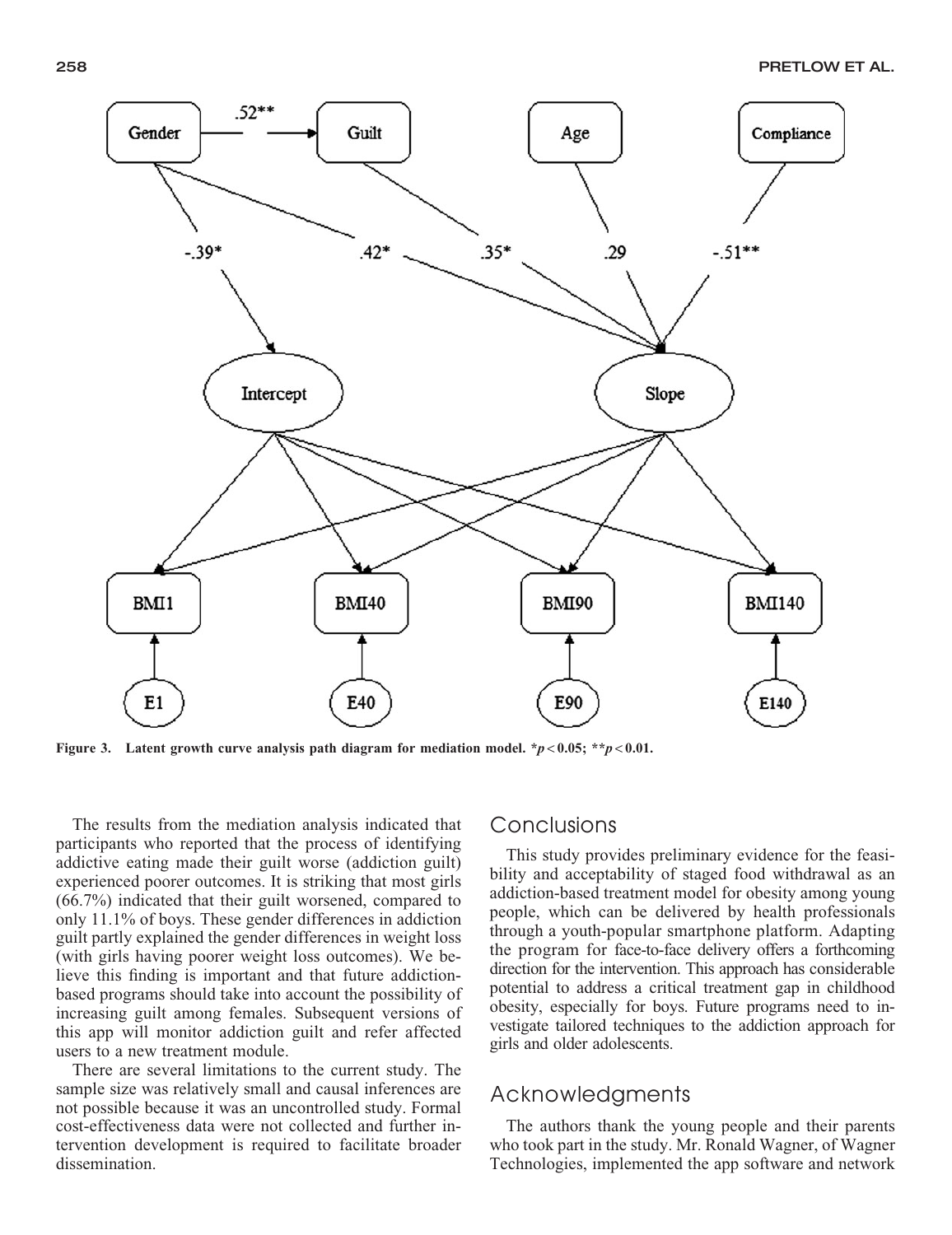Figure 3. Latent growth curve analysis path diagram for mediation model. *$p < 0.05$; **$p < 0.01$.

The results from the mediation analysis indicated that participants who reported that the process of identifying addictive eating made their guilt worse (addiction guilt) experienced poorer outcomes. It is striking that most girls (66.7%) indicated that their guilt worsened, compared to only 11.1% of boys. These gender differences in addiction guilt partly explained the gender differences in weight loss (with girls having poorer weight loss outcomes). We believe this finding is important and that future addiction-based programs should take into account the possibility of increasing guilt among females. Subsequent versions of this app will monitor addiction guilt and refer affected users to a new treatment module.

There are several limitations to the current study. The sample size was relatively small and causal inferences are not possible because it was an uncontrolled study. Formal cost-effectiveness data were not collected and further intervention development is required to facilitate broader dissemination.

## Conclusions

This study provides preliminary evidence for the feasibility and acceptability of staged food withdrawal as an addiction-based treatment model for obesity among young people, which can be delivered by health professionals through a youth-popular smartphone platform. Adapting the program for face-to-face delivery offers a forthcoming direction for the intervention. This approach has considerable potential to address a critical treatment gap in childhood obesity, especially for boys. Future programs need to investigate tailored techniques to the addiction approach for girls and older adolescents.

## Acknowledgments

The authors thank the young people and their parents who took part in the study. Mr. Ronald Wagner, of Wagner Technologies, implemented the app software and network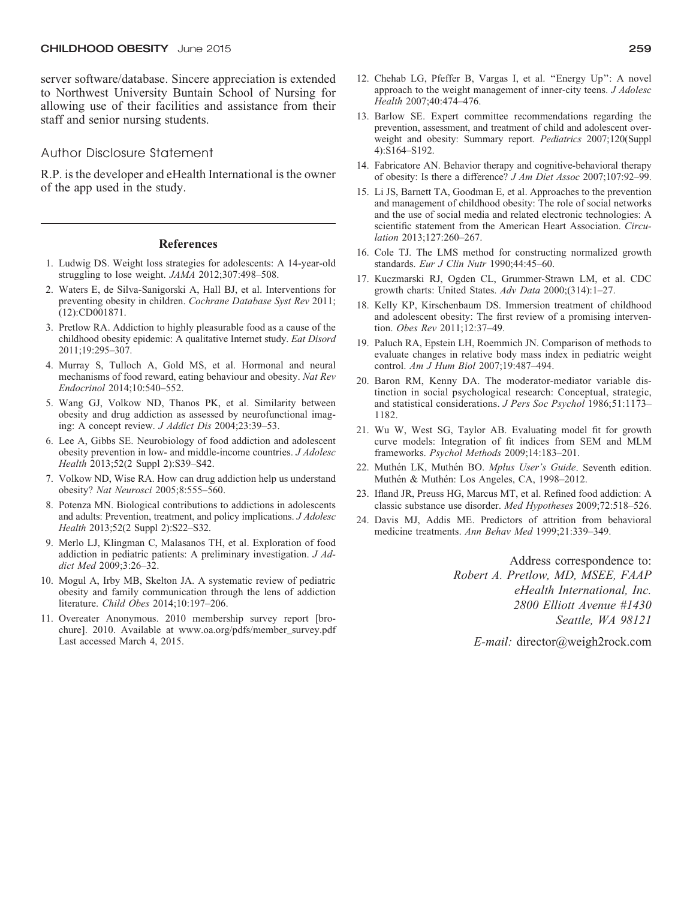server software/database. Sincere appreciation is extended to Northwest University Buntain School of Nursing for allowing use of their facilities and assistance from their staff and senior nursing students.

## Author Disclosure Statement

R.P. is the developer and eHealth International is the owner of the app used in the study.

## References

1. Ludwig DS. Weight loss strategies for adolescents: A 14-year-old struggling to lose weight. *JAMA* 2012;307:498–508.
2. Waters E, de Silva-Sanigorski A, Hall BJ, et al. Interventions for preventing obesity in children. *Cochrane Database Syst Rev* 2011; (12):CD001871.
3. Pretlow RA. Addiction to highly pleasurable food as a cause of the childhood obesity epidemic: A qualitative Internet study. *Eat Disord* 2011;19:295–307.
4. Murray S, Tulloch A, Gold MS, et al. Hormonal and neural mechanisms of food reward, eating behaviour and obesity. *Nat Rev Endocrinol* 2014;10:540–552.
5. Wang GJ, Volkow ND, Thanos PK, et al. Similarity between obesity and drug addiction as assessed by neurofunctional imaging: A concept review. *J Addict Dis* 2004;23:39–53.
6. Lee A, Gibbs SE. Neurobiology of food addiction and adolescent obesity prevention in low- and middle-income countries. *J Adolesc Health* 2013;52(2 Suppl 2):S39–S42.
7. Volkow ND, Wise RA. How can drug addiction help us understand obesity? *Nat Neurosci* 2005;8:555–560.
8. Potenza MN. Biological contributions to addictions in adolescents and adults: Prevention, treatment, and policy implications. *J Adolesc Health* 2013;52(2 Suppl 2):S22–S32.
9. Merlo LJ, Klingman C, Malasanos TH, et al. Exploration of food addiction in pediatric patients: A preliminary investigation. *J Addict Med* 2009;3:26–32.
10. Mogul A, Irby MB, Skelton JA. A systematic review of pediatric obesity and family communication through the lens of addiction literature. *Child Obes* 2014;10:197–206.
11. Overeater Anonymous. 2010 membership survey report [brochure]. 2010. Available at www.oa.org/pdfs/member_survey.pdf Last accessed March 4, 2015.
12. Chehab LG, Pfeffer B, Vargas I, et al. ''Energy Up'': A novel approach to the weight management of inner-city teens. *J Adolesc Health* 2007;40:474–476.
13. Barlow SE. Expert committee recommendations regarding the prevention, assessment, and treatment of child and adolescent overweight and obesity: Summary report. *Pediatrics* 2007;120(Suppl 4):S164–S192.
14. Fabricatore AN. Behavior therapy and cognitive-behavioral therapy of obesity: Is there a difference? *J Am Diet Assoc* 2007;107:92–99.
15. Li JS, Barnett TA, Goodman E, et al. Approaches to the prevention and management of childhood obesity: The role of social networks and the use of social media and related electronic technologies: A scientific statement from the American Heart Association. *Circulation* 2013;127:260–267.
16. Cole TJ. The LMS method for constructing normalized growth standards. *Eur J Clin Nutr* 1990;44:45–60.
17. Kuczmarski RJ, Ogden CL, Grummer-Strawn LM, et al. CDC growth charts: United States. *Adv Data* 2000;(314):1–27.
18. Kelly KP, Kirschenbaum DS. Immersion treatment of childhood and adolescent obesity: The first review of a promising intervention. *Obes Rev* 2011;12:37–49.
19. Paluch RA, Epstein LH, Roemmich JN. Comparison of methods to evaluate changes in relative body mass index in pediatric weight control. *Am J Hum Biol* 2007;19:487–494.
20. Baron RM, Kenny DA. The moderator-mediator variable distinction in social psychological research: Conceptual, strategic, and statistical considerations. *J Pers Soc Psychol* 1986;51:1173–1182.
21. Wu W, West SG, Taylor AB. Evaluating model fit for growth curve models: Integration of fit indices from SEM and MLM frameworks. *Psychol Methods* 2009;14:183–201.
22. Muthén LK, Muthén BO. *Mplus User's Guide*. Seventh edition. Muthén & Muthén: Los Angeles, CA, 1998–2012.
23. Ifland JR, Preuss HG, Marcus MT, et al. Refined food addiction: A classic substance use disorder. *Med Hypotheses* 2009;72:518–526.
24. Davis MJ, Addis ME. Predictors of attrition from behavioral medicine treatments. *Ann Behav Med* 1999;21:339–349.

Address correspondence to:
*Robert A. Pretlow, MD, MSEE, FAAP*
*eHealth International, Inc.*
*2800 Elliott Avenue #1430*
*Seattle, WA 98121*

*E-mail:* director@weigh2rock.com